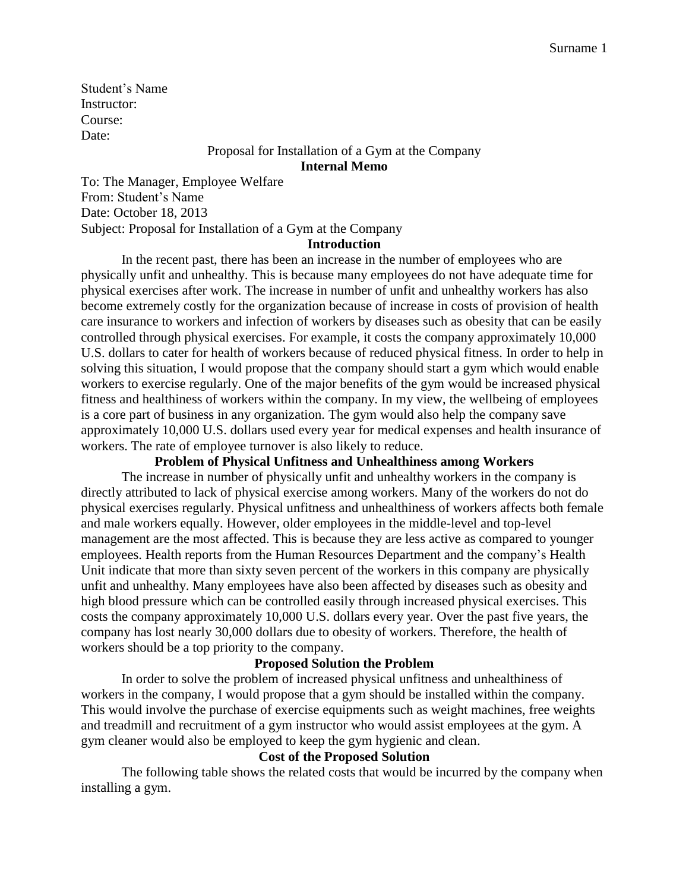Student's Name
Instructor:
Course:
Date:

Proposal for Installation of a Gym at the Company

**Internal Memo**

To: The Manager, Employee Welfare
From: Student's Name
Date: October 18, 2013
Subject: Proposal for Installation of a Gym at the Company

**Introduction**

In the recent past, there has been an increase in the number of employees who are physically unfit and unhealthy. This is because many employees do not have adequate time for physical exercises after work. The increase in number of unfit and unhealthy workers has also become extremely costly for the organization because of increase in costs of provision of health care insurance to workers and infection of workers by diseases such as obesity that can be easily controlled through physical exercises. For example, it costs the company approximately 10,000 U.S. dollars to cater for health of workers because of reduced physical fitness. In order to help in solving this situation, I would propose that the company should start a gym which would enable workers to exercise regularly. One of the major benefits of the gym would be increased physical fitness and healthiness of workers within the company. In my view, the wellbeing of employees is a core part of business in any organization. The gym would also help the company save approximately 10,000 U.S. dollars used every year for medical expenses and health insurance of workers. The rate of employee turnover is also likely to reduce.

**Problem of Physical Unfitness and Unhealthiness among Workers**

The increase in number of physically unfit and unhealthy workers in the company is directly attributed to lack of physical exercise among workers. Many of the workers do not do physical exercises regularly. Physical unfitness and unhealthiness of workers affects both female and male workers equally. However, older employees in the middle-level and top-level management are the most affected. This is because they are less active as compared to younger employees. Health reports from the Human Resources Department and the company's Health Unit indicate that more than sixty seven percent of the workers in this company are physically unfit and unhealthy. Many employees have also been affected by diseases such as obesity and high blood pressure which can be controlled easily through increased physical exercises. This costs the company approximately 10,000 U.S. dollars every year. Over the past five years, the company has lost nearly 30,000 dollars due to obesity of workers. Therefore, the health of workers should be a top priority to the company.

**Proposed Solution the Problem**

In order to solve the problem of increased physical unfitness and unhealthiness of workers in the company, I would propose that a gym should be installed within the company. This would involve the purchase of exercise equipments such as weight machines, free weights and treadmill and recruitment of a gym instructor who would assist employees at the gym. A gym cleaner would also be employed to keep the gym hygienic and clean.

**Cost of the Proposed Solution**

The following table shows the related costs that would be incurred by the company when installing a gym.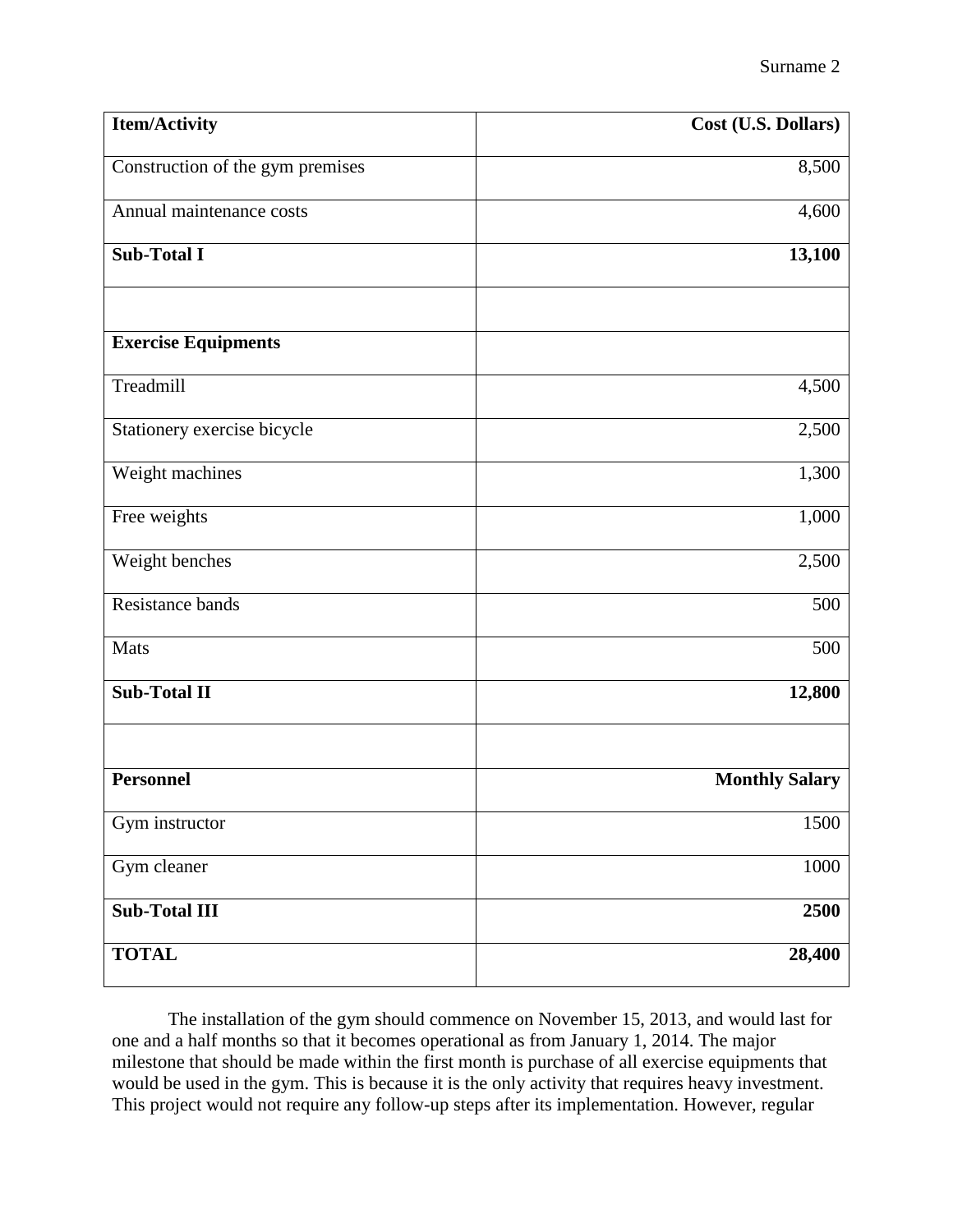| **Item/Activity** | **Cost (U.S. Dollars)** |
| --- | ---: |
| Construction of the gym premises | 8,500 |
| Annual maintenance costs | 4,600 |
| **Sub-Total I** | **13,100** |
| | |
| **Exercise Equipments** | |
| Treadmill | 4,500 |
| Stationery exercise bicycle | 2,500 |
| Weight machines | 1,300 |
| Free weights | 1,000 |
| Weight benches | 2,500 |
| Resistance bands | 500 |
| Mats | 500 |
| **Sub-Total II** | **12,800** |
| | |
| **Personnel** | **Monthly Salary** |
| Gym instructor | 1500 |
| Gym cleaner | 1000 |
| **Sub-Total III** | **2500** |
| **TOTAL** | **28,400** |

The installation of the gym should commence on November 15, 2013, and would last for one and a half months so that it becomes operational as from January 1, 2014. The major milestone that should be made within the first month is purchase of all exercise equipments that would be used in the gym. This is because it is the only activity that requires heavy investment. This project would not require any follow-up steps after its implementation. However, regular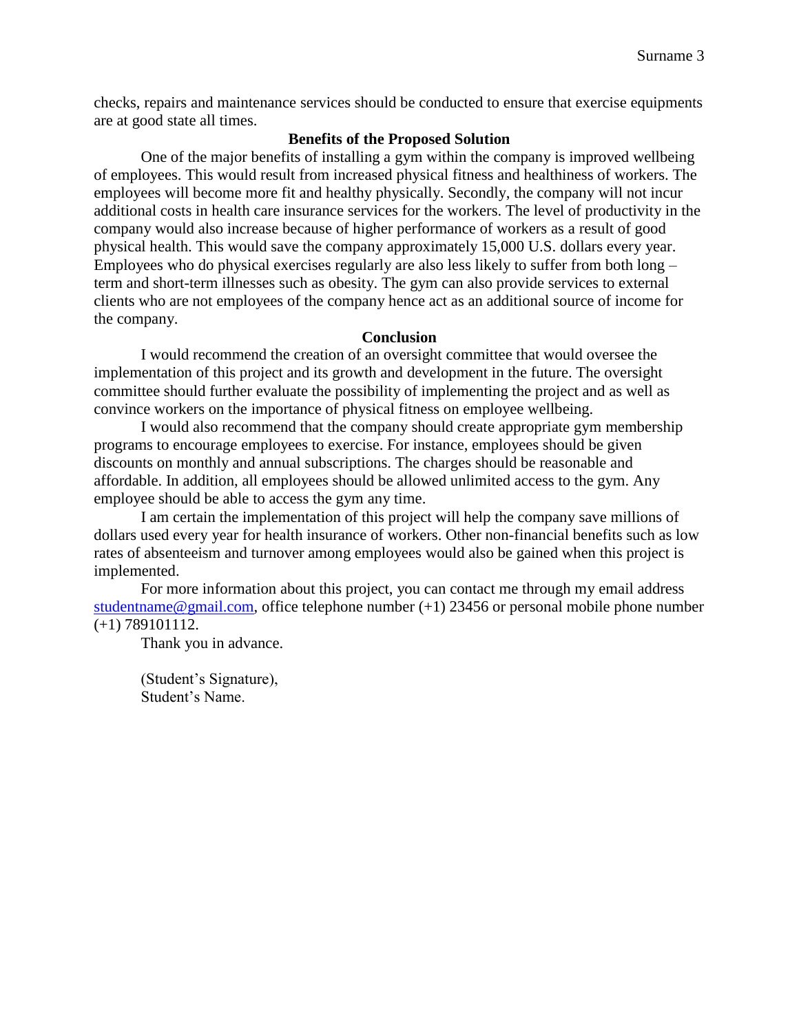checks, repairs and maintenance services should be conducted to ensure that exercise equipments are at good state all times.

## Benefits of the Proposed Solution

One of the major benefits of installing a gym within the company is improved wellbeing of employees. This would result from increased physical fitness and healthiness of workers. The employees will become more fit and healthy physically. Secondly, the company will not incur additional costs in health care insurance services for the workers. The level of productivity in the company would also increase because of higher performance of workers as a result of good physical health. This would save the company approximately 15,000 U.S. dollars every year. Employees who do physical exercises regularly are also less likely to suffer from both long – term and short-term illnesses such as obesity. The gym can also provide services to external clients who are not employees of the company hence act as an additional source of income for the company.

## Conclusion

I would recommend the creation of an oversight committee that would oversee the implementation of this project and its growth and development in the future. The oversight committee should further evaluate the possibility of implementing the project and as well as convince workers on the importance of physical fitness on employee wellbeing.

I would also recommend that the company should create appropriate gym membership programs to encourage employees to exercise. For instance, employees should be given discounts on monthly and annual subscriptions. The charges should be reasonable and affordable. In addition, all employees should be allowed unlimited access to the gym. Any employee should be able to access the gym any time.

I am certain the implementation of this project will help the company save millions of dollars used every year for health insurance of workers. Other non-financial benefits such as low rates of absenteeism and turnover among employees would also be gained when this project is implemented.

For more information about this project, you can contact me through my email address studentname@gmail.com, office telephone number (+1) 23456 or personal mobile phone number (+1) 789101112.

Thank you in advance.

(Student's Signature),
Student's Name.